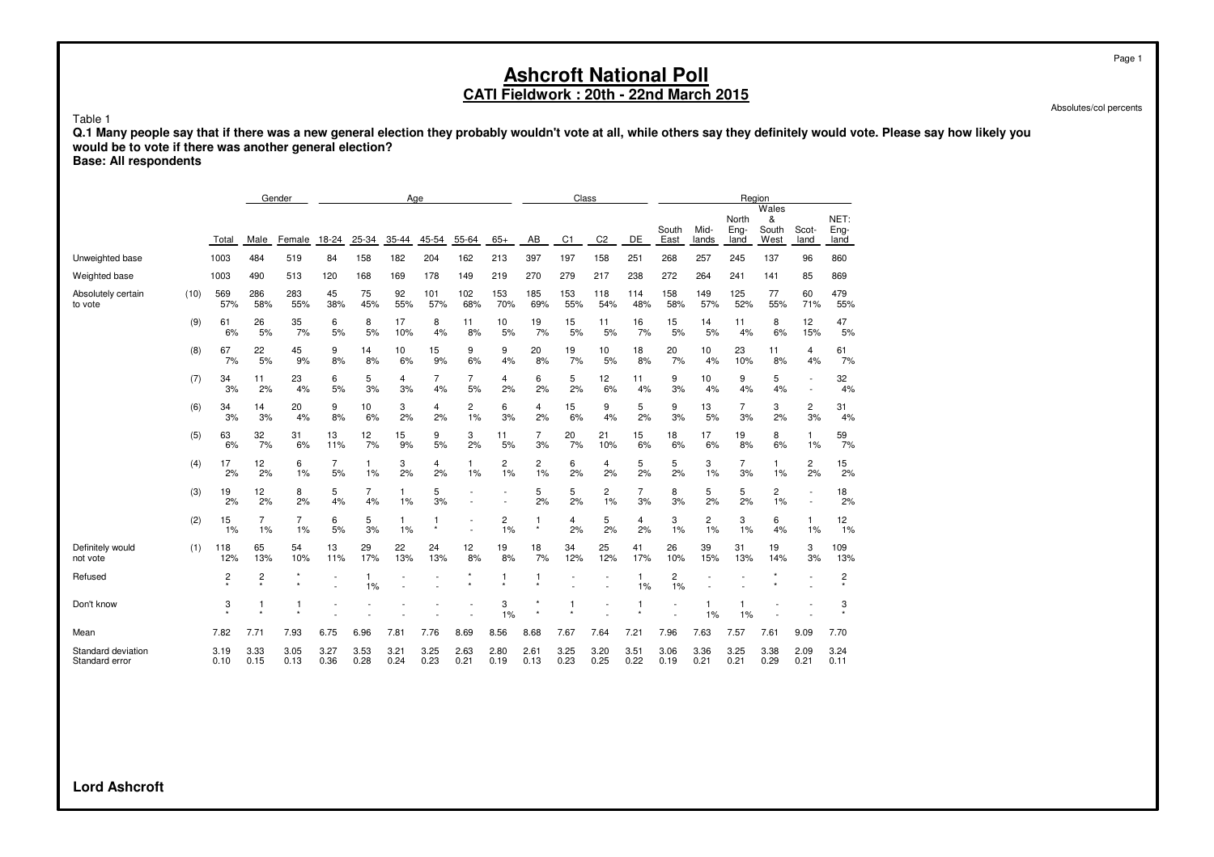# Ashcroft National Poll

## CATI Fieldwork : 20th - 22nd March 2015

Absolutes/col percents

Table 1

**Q.1 Many people say that if there was a new general election they probably wouldn't vote at all, while others say they definitely would vote. Please say how likely you would be to vote if there was another general election?**

**Base: All respondents**

| | | | Gender | | Age | | | | | | Class | | | | Region | | | | | |
|---|---|---|---|---|---|---|---|---|---|---|---|---|---|---|---|---|---|---|---|---|
| | | Total | Male | Female | 18-24 | 25-34 | 35-44 | 45-54 | 55-64 | 65+ | AB | C1 | C2 | DE | South East | Mid-lands | North Eng-land | Wales & South West | Scot-land | NET: Eng-land |
| Unweighted base | | 1003 | 484 | 519 | 84 | 158 | 182 | 204 | 162 | 213 | 397 | 197 | 158 | 251 | 268 | 257 | 245 | 137 | 96 | 860 |
| Weighted base | | 1003 | 490 | 513 | 120 | 168 | 169 | 178 | 149 | 219 | 270 | 279 | 217 | 238 | 272 | 264 | 241 | 141 | 85 | 869 |
| Absolutely certain to vote | (10) | 569 | 286 | 283 | 45 | 75 | 92 | 101 | 102 | 153 | 185 | 153 | 118 | 114 | 158 | 149 | 125 | 77 | 60 | 479 |
| | | 57% | 58% | 55% | 38% | 45% | 55% | 57% | 68% | 70% | 69% | 55% | 54% | 48% | 58% | 57% | 52% | 55% | 71% | 55% |
| | (9) | 61 | 26 | 35 | 6 | 8 | 17 | 8 | 11 | 10 | 19 | 15 | 11 | 16 | 15 | 14 | 11 | 8 | 12 | 47 |
| | | 6% | 5% | 7% | 5% | 5% | 10% | 4% | 8% | 5% | 7% | 5% | 5% | 7% | 5% | 5% | 4% | 6% | 15% | 5% |
| | (8) | 67 | 22 | 45 | 9 | 14 | 10 | 15 | 9 | 9 | 20 | 19 | 10 | 18 | 20 | 10 | 23 | 11 | 4 | 61 |
| | | 7% | 5% | 9% | 8% | 8% | 6% | 9% | 6% | 4% | 8% | 7% | 5% | 8% | 7% | 4% | 10% | 8% | 4% | 7% |
| | (7) | 34 | 11 | 23 | 6 | 5 | 4 | 7 | 7 | 4 | 6 | 5 | 12 | 11 | 9 | 10 | 9 | 5 | - | 32 |
| | | 3% | 2% | 4% | 5% | 3% | 3% | 4% | 5% | 2% | 2% | 2% | 6% | 4% | 3% | 4% | 4% | 4% | - | 4% |
| | (6) | 34 | 14 | 20 | 9 | 10 | 3 | 4 | 2 | 6 | 4 | 15 | 9 | 5 | 9 | 13 | 7 | 3 | 2 | 31 |
| | | 3% | 3% | 4% | 8% | 6% | 2% | 2% | 1% | 3% | 2% | 6% | 4% | 2% | 3% | 5% | 3% | 2% | 3% | 4% |
| | (5) | 63 | 32 | 31 | 13 | 12 | 15 | 9 | 3 | 11 | 7 | 20 | 21 | 15 | 18 | 17 | 19 | 8 | 1 | 59 |
| | | 6% | 7% | 6% | 11% | 7% | 9% | 5% | 2% | 5% | 3% | 7% | 10% | 6% | 6% | 6% | 8% | 6% | 1% | 7% |
| | (4) | 17 | 12 | 6 | 7 | 1 | 3 | 4 | 1 | 2 | 2 | 6 | 4 | 5 | 5 | 3 | 7 | 1 | 2 | 15 |
| | | 2% | 2% | 1% | 5% | 1% | 2% | 2% | 1% | 1% | 1% | 2% | 2% | 2% | 2% | 1% | 3% | 1% | 2% | 2% |
| | (3) | 19 | 12 | 8 | 5 | 7 | 1 | 5 | - | - | 5 | 5 | 2 | 7 | 8 | 5 | 5 | 2 | - | 18 |
| | | 2% | 2% | 2% | 4% | 4% | 1% | 3% | - | - | 2% | 2% | 1% | 3% | 3% | 2% | 2% | 1% | - | 2% |
| | (2) | 15 | 7 | 7 | 6 | 5 | 1 | 1 | - | 2 | 1 | 4 | 5 | 4 | 3 | 2 | 3 | 6 | 1 | 12 |
| | | 1% | 1% | 1% | 5% | 3% | 1% | * | - | 1% | * | 2% | 2% | 2% | 1% | 1% | 1% | 4% | 1% | 1% |
| Definitely would not vote | (1) | 118 | 65 | 54 | 13 | 29 | 22 | 24 | 12 | 19 | 18 | 34 | 25 | 41 | 26 | 39 | 31 | 19 | 3 | 109 |
| | | 12% | 13% | 10% | 11% | 17% | 13% | 13% | 8% | 8% | 7% | 12% | 12% | 17% | 10% | 15% | 13% | 14% | 3% | 13% |
| Refused | | 2 | 2 | * | - | 1 | - | - | * | 1 | 1 | - | - | 1 | 2 | - | - | * | - | 2 |
| | | * | * | * | - | 1% | - | - | * | * | * | - | - | 1% | 1% | - | - | * | - | * |
| Don't know | | 3 | 1 | 1 | - | - | - | - | - | 3 | * | 1 | - | 1 | - | 1 | 1 | - | - | 3 |
| | | * | * | * | - | - | - | - | - | 1% | * | * | - | * | - | 1% | 1% | - | - | * |
| Mean | | 7.82 | 7.71 | 7.93 | 6.75 | 6.96 | 7.81 | 7.76 | 8.69 | 8.56 | 8.68 | 7.67 | 7.64 | 7.21 | 7.96 | 7.63 | 7.57 | 7.61 | 9.09 | 7.70 |
| Standard deviation | | 3.19 | 3.33 | 3.05 | 3.27 | 3.53 | 3.21 | 3.25 | 2.63 | 2.80 | 2.61 | 3.25 | 3.20 | 3.51 | 3.06 | 3.36 | 3.25 | 3.38 | 2.09 | 3.24 |
| Standard error | | 0.10 | 0.15 | 0.13 | 0.36 | 0.28 | 0.24 | 0.23 | 0.21 | 0.19 | 0.13 | 0.23 | 0.25 | 0.22 | 0.19 | 0.21 | 0.21 | 0.29 | 0.21 | 0.11 |

**Lord Ashcroft**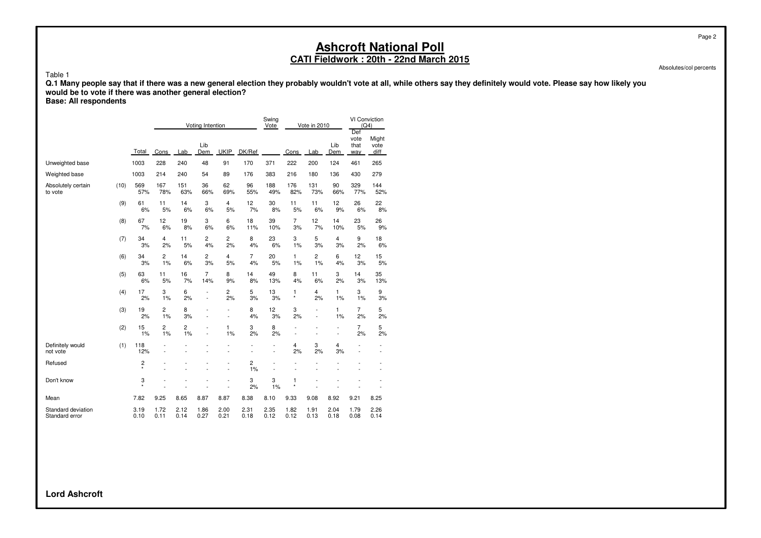# Ashcroft National Poll

## CATI Fieldwork : 20th - 22nd March 2015

Absolutes/col percents

Table 1

**Q.1 Many people say that if there was a new general election they probably wouldn't vote at all, while others say they definitely would vote. Please say how likely you would be to vote if there was another general election?**

**Base: All respondents**

| | | | Voting Intention | | | | | Swing Vote | Vote in 2010 | | | VI Conviction (Q4) | |
|---|---|---|---|---|---|---|---|---|---|---|---|---|---|
| | | Total | Cons | Lab | Lib Dem | UKIP | DK/Ref | | Cons | Lab | Lib Dem | Def vote that way | Might vote diff |
| Unweighted base | | 1003 | 228 | 240 | 48 | 91 | 170 | 371 | 222 | 200 | 124 | 461 | 265 |
| Weighted base | | 1003 | 214 | 240 | 54 | 89 | 176 | 383 | 216 | 180 | 136 | 430 | 279 |
| Absolutely certain to vote | (10) | 569 | 167 | 151 | 36 | 62 | 96 | 188 | 176 | 131 | 90 | 329 | 144 |
| | | 57% | 78% | 63% | 66% | 69% | 55% | 49% | 82% | 73% | 66% | 77% | 52% |
| | (9) | 61 | 11 | 14 | 3 | 4 | 12 | 30 | 11 | 11 | 12 | 26 | 22 |
| | | 6% | 5% | 6% | 6% | 5% | 7% | 8% | 5% | 6% | 9% | 6% | 8% |
| | (8) | 67 | 12 | 19 | 3 | 6 | 18 | 39 | 7 | 12 | 14 | 23 | 26 |
| | | 7% | 6% | 8% | 6% | 6% | 11% | 10% | 3% | 7% | 10% | 5% | 9% |
| | (7) | 34 | 4 | 11 | 2 | 2 | 8 | 23 | 3 | 5 | 4 | 9 | 18 |
| | | 3% | 2% | 5% | 4% | 2% | 4% | 6% | 1% | 3% | 3% | 2% | 6% |
| | (6) | 34 | 2 | 14 | 2 | 4 | 7 | 20 | 1 | 2 | 6 | 12 | 15 |
| | | 3% | 1% | 6% | 3% | 5% | 4% | 5% | 1% | 1% | 4% | 3% | 5% |
| | (5) | 63 | 11 | 16 | 7 | 8 | 14 | 49 | 8 | 11 | 3 | 14 | 35 |
| | | 6% | 5% | 7% | 14% | 9% | 8% | 13% | 4% | 6% | 2% | 3% | 13% |
| | (4) | 17 | 3 | 6 | - | 2 | 5 | 13 | 1 | 4 | 1 | 3 | 9 |
| | | 2% | 1% | 2% | - | 2% | 3% | 3% | * | 2% | 1% | 1% | 3% |
| | (3) | 19 | 2 | 8 | - | - | 8 | 12 | 3 | - | 1 | 7 | 5 |
| | | 2% | 1% | 3% | - | - | 4% | 3% | 2% | - | 1% | 2% | 2% |
| | (2) | 15 | 2 | 2 | - | 1 | 3 | 8 | - | - | - | 7 | 5 |
| | | 1% | 1% | 1% | - | 1% | 2% | 2% | - | - | - | 2% | 2% |
| Definitely would not vote | (1) | 118 | - | - | - | - | - | - | 4 | 3 | 4 | - | - |
| | | 12% | - | - | - | - | - | - | 2% | 2% | 3% | - | - |
| Refused | | 2 | - | - | - | - | 2 | - | - | - | - | - | - |
| | | * | - | - | - | - | 1% | - | - | - | - | - | - |
| Don't know | | 3 | - | - | - | - | 3 | 3 | 1 | - | - | - | - |
| | | * | - | - | - | - | 2% | 1% | * | - | - | - | - |
| Mean | | 7.82 | 9.25 | 8.65 | 8.87 | 8.87 | 8.38 | 8.10 | 9.33 | 9.08 | 8.92 | 9.21 | 8.25 |
| Standard deviation | | 3.19 | 1.72 | 2.12 | 1.86 | 2.00 | 2.31 | 2.35 | 1.82 | 1.91 | 2.04 | 1.79 | 2.26 |
| Standard error | | 0.10 | 0.11 | 0.14 | 0.27 | 0.21 | 0.18 | 0.12 | 0.12 | 0.13 | 0.18 | 0.08 | 0.14 |

**Lord Ashcroft**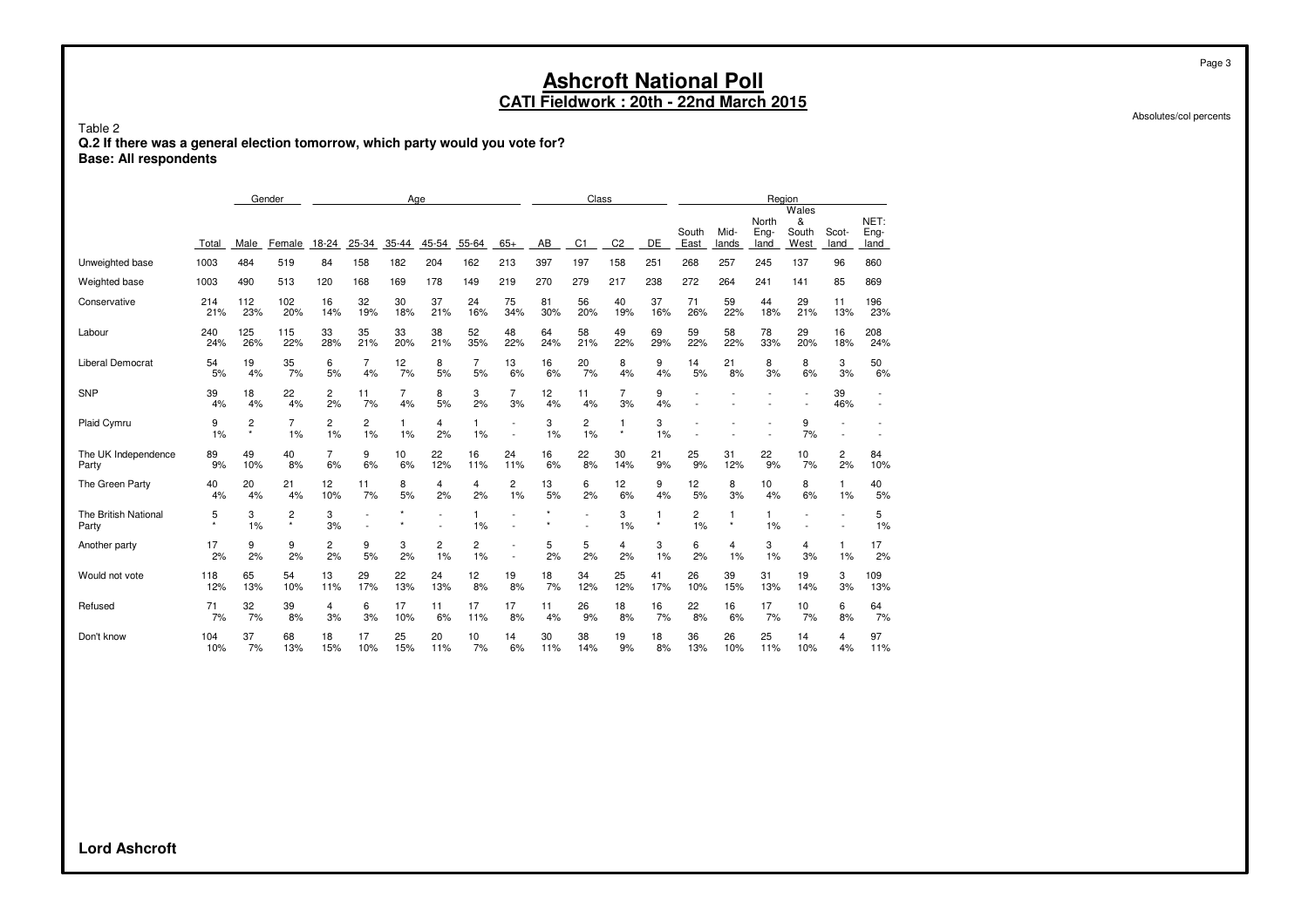# Ashcroft National Poll

## CATI Fieldwork : 20th - 22nd March 2015

Absolutes/col percents

Table 2

**Q.2 If there was a general election tomorrow, which party would you vote for?**
**Base: All respondents**

| | | Gender | | Age | | | | | | Class | | | | Region | | | | | |
|---|---|---|---|---|---|---|---|---|---|---|---|---|---|---|---|---|---|---|---|
| | Total | Male | Female | 18-24 | 25-34 | 35-44 | 45-54 | 55-64 | 65+ | AB | C1 | C2 | DE | South East | Mid-lands | North Eng-land | Wales & South West | Scot-land | NET: Eng-land |
| Unweighted base | 1003 | 484 | 519 | 84 | 158 | 182 | 204 | 162 | 213 | 397 | 197 | 158 | 251 | 268 | 257 | 245 | 137 | 96 | 860 |
| Weighted base | 1003 | 490 | 513 | 120 | 168 | 169 | 178 | 149 | 219 | 270 | 279 | 217 | 238 | 272 | 264 | 241 | 141 | 85 | 869 |
| Conservative | 214<br>21% | 112<br>23% | 102<br>20% | 16<br>14% | 32<br>19% | 30<br>18% | 37<br>21% | 24<br>16% | 75<br>34% | 81<br>30% | 56<br>20% | 40<br>19% | 37<br>16% | 71<br>26% | 59<br>22% | 44<br>18% | 29<br>21% | 11<br>13% | 196<br>23% |
| Labour | 240<br>24% | 125<br>26% | 115<br>22% | 33<br>28% | 35<br>21% | 33<br>20% | 38<br>21% | 52<br>35% | 48<br>22% | 64<br>24% | 58<br>21% | 49<br>22% | 69<br>29% | 59<br>22% | 58<br>22% | 78<br>33% | 29<br>20% | 16<br>18% | 208<br>24% |
| Liberal Democrat | 54<br>5% | 19<br>4% | 35<br>7% | 6<br>5% | 7<br>4% | 12<br>7% | 8<br>5% | 7<br>5% | 13<br>6% | 16<br>6% | 20<br>7% | 8<br>4% | 9<br>4% | 14<br>5% | 21<br>8% | 8<br>3% | 8<br>6% | 3<br>3% | 50<br>6% |
| SNP | 39<br>4% | 18<br>4% | 22<br>4% | 2<br>2% | 11<br>7% | 7<br>4% | 8<br>5% | 3<br>2% | 7<br>3% | 12<br>4% | 11<br>4% | 7<br>3% | 9<br>4% | -<br>- | -<br>- | -<br>- | -<br>- | 39<br>46% | -<br>- |
| Plaid Cymru | 9<br>1% | 2<br>* | 7<br>1% | 2<br>1% | 2<br>1% | 1<br>1% | 4<br>2% | 1<br>1% | -<br>- | 3<br>1% | 2<br>1% | 1<br>* | 3<br>1% | -<br>- | -<br>- | -<br>- | 9<br>7% | -<br>- | -<br>- |
| The UK Independence Party | 89<br>9% | 49<br>10% | 40<br>8% | 7<br>6% | 9<br>6% | 10<br>6% | 22<br>12% | 16<br>11% | 24<br>11% | 16<br>6% | 22<br>8% | 30<br>14% | 21<br>9% | 25<br>9% | 31<br>12% | 22<br>9% | 10<br>7% | 2<br>2% | 84<br>10% |
| The Green Party | 40<br>4% | 20<br>4% | 21<br>4% | 12<br>10% | 11<br>7% | 8<br>5% | 4<br>2% | 4<br>2% | 2<br>1% | 13<br>5% | 6<br>2% | 12<br>6% | 9<br>4% | 12<br>5% | 8<br>3% | 10<br>4% | 8<br>6% | 1<br>1% | 40<br>5% |
| The British National Party | 5<br>* | 3<br>1% | 2<br>* | 3<br>3% | -<br>- | *<br>* | -<br>- | 1<br>1% | -<br>- | *<br>* | -<br>- | 3<br>1% | 1<br>* | 2<br>1% | 1<br>* | 1<br>1% | -<br>- | -<br>- | 5<br>1% |
| Another party | 17<br>2% | 9<br>2% | 9<br>2% | 2<br>2% | 9<br>5% | 3<br>2% | 2<br>1% | 2<br>1% | -<br>- | 5<br>2% | 5<br>2% | 4<br>2% | 3<br>1% | 6<br>2% | 4<br>1% | 3<br>1% | 4<br>3% | 1<br>1% | 17<br>2% |
| Would not vote | 118<br>12% | 65<br>13% | 54<br>10% | 13<br>11% | 29<br>17% | 22<br>13% | 24<br>13% | 12<br>8% | 19<br>8% | 18<br>7% | 34<br>12% | 25<br>12% | 41<br>17% | 26<br>10% | 39<br>15% | 31<br>13% | 19<br>14% | 3<br>3% | 109<br>13% |
| Refused | 71<br>7% | 32<br>7% | 39<br>8% | 4<br>3% | 6<br>3% | 17<br>10% | 11<br>6% | 17<br>11% | 17<br>8% | 11<br>4% | 26<br>9% | 18<br>8% | 16<br>7% | 22<br>8% | 16<br>6% | 17<br>7% | 10<br>7% | 6<br>8% | 64<br>7% |
| Don't know | 104<br>10% | 37<br>7% | 68<br>13% | 18<br>15% | 17<br>10% | 25<br>15% | 20<br>11% | 10<br>7% | 14<br>6% | 30<br>11% | 38<br>14% | 19<br>9% | 18<br>8% | 36<br>13% | 26<br>10% | 25<br>11% | 14<br>10% | 4<br>4% | 97<br>11% |

**Lord Ashcroft**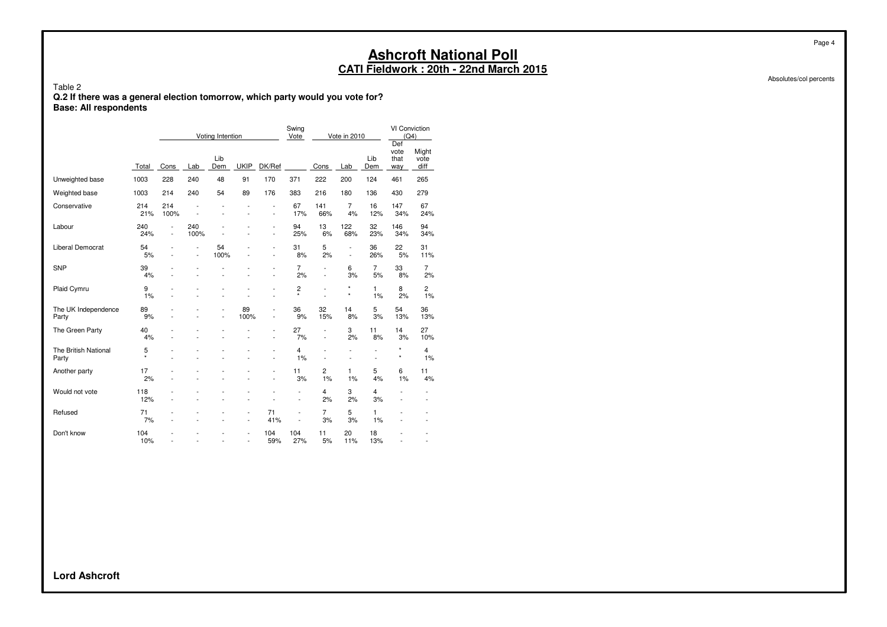# Ashcroft National Poll
## CATI Fieldwork : 20th - 22nd March 2015

Absolutes/col percents

Table 2
**Q.2 If there was a general election tomorrow, which party would you vote for?**
**Base: All respondents**

| | | Voting Intention | | | | | Swing Vote | Vote in 2010 | | | VI Conviction (Q4) | |
|---|---|---|---|---|---|---|---|---|---|---|---|---|
| | Total | Cons | Lab | Lib Dem | UKIP | DK/Ref | | Cons | Lab | Lib Dem | Def vote that way | Might vote diff |
| Unweighted base | 1003 | 228 | 240 | 48 | 91 | 170 | 371 | 222 | 200 | 124 | 461 | 265 |
| Weighted base | 1003 | 214 | 240 | 54 | 89 | 176 | 383 | 216 | 180 | 136 | 430 | 279 |
| Conservative | 214 | 214 | - | - | - | - | 67 | 141 | 7 | 16 | 147 | 67 |
| | 21% | 100% | - | - | - | - | 17% | 66% | 4% | 12% | 34% | 24% |
| Labour | 240 | - | 240 | - | - | - | 94 | 13 | 122 | 32 | 146 | 94 |
| | 24% | - | 100% | - | - | - | 25% | 6% | 68% | 23% | 34% | 34% |
| Liberal Democrat | 54 | - | - | 54 | - | - | 31 | 5 | - | 36 | 22 | 31 |
| | 5% | - | - | 100% | - | - | 8% | 2% | - | 26% | 5% | 11% |
| SNP | 39 | - | - | - | - | - | 7 | - | 6 | 7 | 33 | 7 |
| | 4% | - | - | - | - | - | 2% | - | 3% | 5% | 8% | 2% |
| Plaid Cymru | 9 | - | - | - | - | - | 2 | - | * | 1 | 8 | 2 |
| | 1% | - | - | - | - | - | * | - | * | 1% | 2% | 1% |
| The UK Independence Party | 89 | - | - | - | 89 | - | 36 | 32 | 14 | 5 | 54 | 36 |
| | 9% | - | - | - | 100% | - | 9% | 15% | 8% | 3% | 13% | 13% |
| The Green Party | 40 | - | - | - | - | - | 27 | - | 3 | 11 | 14 | 27 |
| | 4% | - | - | - | - | - | 7% | - | 2% | 8% | 3% | 10% |
| The British National Party | 5 | - | - | - | - | - | 4 | - | - | - | * | 4 |
| | * | - | - | - | - | - | 1% | - | - | - | * | 1% |
| Another party | 17 | - | - | - | - | - | 11 | 2 | 1 | 5 | 6 | 11 |
| | 2% | - | - | - | - | - | 3% | 1% | 1% | 4% | 1% | 4% |
| Would not vote | 118 | - | - | - | - | - | - | 4 | 3 | 4 | - | - |
| | 12% | - | - | - | - | - | - | 2% | 2% | 3% | - | - |
| Refused | 71 | - | - | - | - | 71 | - | 7 | 5 | 1 | - | - |
| | 7% | - | - | - | - | 41% | - | 3% | 3% | 1% | - | - |
| Don't know | 104 | - | - | - | - | 104 | 104 | 11 | 20 | 18 | - | - |
| | 10% | - | - | - | - | 59% | 27% | 5% | 11% | 13% | - | - |

**Lord Ashcroft**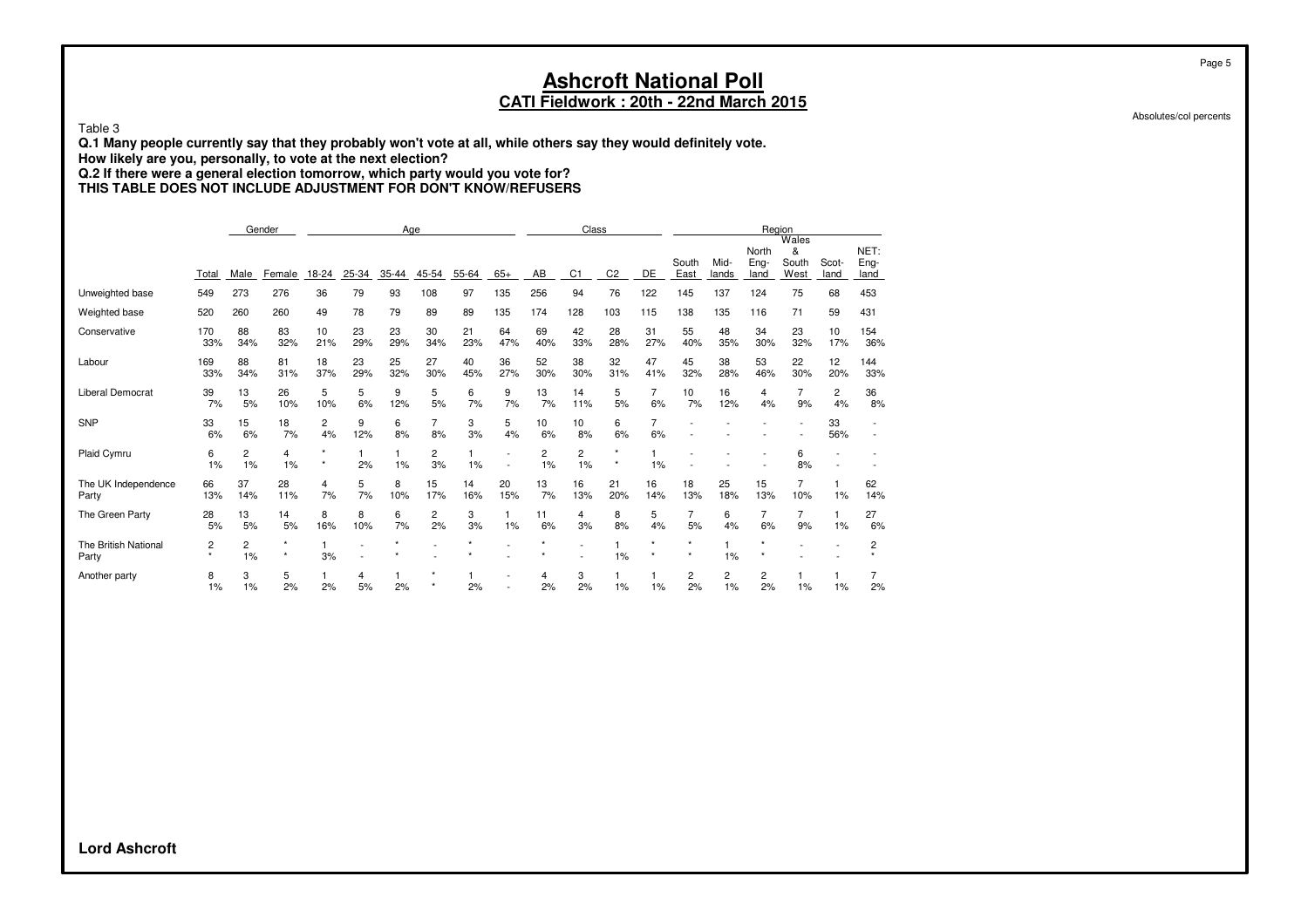# Ashcroft National Poll

## CATI Fieldwork : 20th - 22nd March 2015

Absolutes/col percents

Table 3

**Q.1 Many people currently say that they probably won't vote at all, while others say they would definitely vote.**
**How likely are you, personally, to vote at the next election?**
**Q.2 If there were a general election tomorrow, which party would you vote for?**
**THIS TABLE DOES NOT INCLUDE ADJUSTMENT FOR DON'T KNOW/REFUSERS**

| | | Gender | | Age | | | | | | Class | | | | Region | | | | | |
|---|---|---|---|---|---|---|---|---|---|---|---|---|---|---|---|---|---|---|---|
| | Total | Male | Female | 18-24 | 25-34 | 35-44 | 45-54 | 55-64 | 65+ | AB | C1 | C2 | DE | South East | Mid-lands | North Eng-land | Wales & South West | Scot-land | NET: Eng-land |
| Unweighted base | 549 | 273 | 276 | 36 | 79 | 93 | 108 | 97 | 135 | 256 | 94 | 76 | 122 | 145 | 137 | 124 | 75 | 68 | 453 |
| Weighted base | 520 | 260 | 260 | 49 | 78 | 79 | 89 | 89 | 135 | 174 | 128 | 103 | 115 | 138 | 135 | 116 | 71 | 59 | 431 |
| Conservative | 170 | 88 | 83 | 10 | 23 | 23 | 30 | 21 | 64 | 69 | 42 | 28 | 31 | 55 | 48 | 34 | 23 | 10 | 154 |
| | 33% | 34% | 32% | 21% | 29% | 29% | 34% | 23% | 47% | 40% | 33% | 28% | 27% | 40% | 35% | 30% | 32% | 17% | 36% |
| Labour | 169 | 88 | 81 | 18 | 23 | 25 | 27 | 40 | 36 | 52 | 38 | 32 | 47 | 45 | 38 | 53 | 22 | 12 | 144 |
| | 33% | 34% | 31% | 37% | 29% | 32% | 30% | 45% | 27% | 30% | 30% | 31% | 41% | 32% | 28% | 46% | 30% | 20% | 33% |
| Liberal Democrat | 39 | 13 | 26 | 5 | 5 | 9 | 5 | 6 | 9 | 13 | 14 | 5 | 7 | 10 | 16 | 4 | 7 | 2 | 36 |
| | 7% | 5% | 10% | 10% | 6% | 12% | 5% | 7% | 7% | 7% | 11% | 5% | 6% | 7% | 12% | 4% | 9% | 4% | 8% |
| SNP | 33 | 15 | 18 | 2 | 9 | 6 | 7 | 3 | 5 | 10 | 10 | 6 | 7 | - | - | - | - | 33 | - |
| | 6% | 6% | 7% | 4% | 12% | 8% | 8% | 3% | 4% | 6% | 8% | 6% | 6% | - | - | - | - | 56% | - |
| Plaid Cymru | 6 | 2 | 4 | * | 1 | 1 | 2 | 1 | - | 2 | 2 | * | 1 | - | - | - | 6 | - | - |
| | 1% | 1% | 1% | * | 2% | 1% | 3% | 1% | - | 1% | 1% | * | 1% | - | - | - | 8% | - | - |
| The UK Independence Party | 66 | 37 | 28 | 4 | 5 | 8 | 15 | 14 | 20 | 13 | 16 | 21 | 16 | 18 | 25 | 15 | 7 | 1 | 62 |
| | 13% | 14% | 11% | 7% | 7% | 10% | 17% | 16% | 15% | 7% | 13% | 20% | 14% | 13% | 18% | 13% | 10% | 1% | 14% |
| The Green Party | 28 | 13 | 14 | 8 | 8 | 6 | 2 | 3 | 1 | 11 | 4 | 8 | 5 | 7 | 6 | 7 | 7 | 1 | 27 |
| | 5% | 5% | 5% | 16% | 10% | 7% | 2% | 3% | 1% | 6% | 3% | 8% | 4% | 5% | 4% | 6% | 9% | 1% | 6% |
| The British National Party | 2 | 2 | * | 1 | - | * | - | * | - | * | - | 1 | * | * | 1 | * | - | - | 2 |
| | * | 1% | * | 3% | - | * | - | * | - | * | - | 1% | * | * | 1% | * | - | - | * |
| Another party | 8 | 3 | 5 | 1 | 4 | 1 | * | 1 | - | 4 | 3 | 1 | 1 | 2 | 2 | 2 | 1 | 1 | 7 |
| | 1% | 1% | 2% | 2% | 5% | 2% | * | 2% | - | 2% | 2% | 1% | 1% | 2% | 1% | 2% | 1% | 1% | 2% |

**Lord Ashcroft**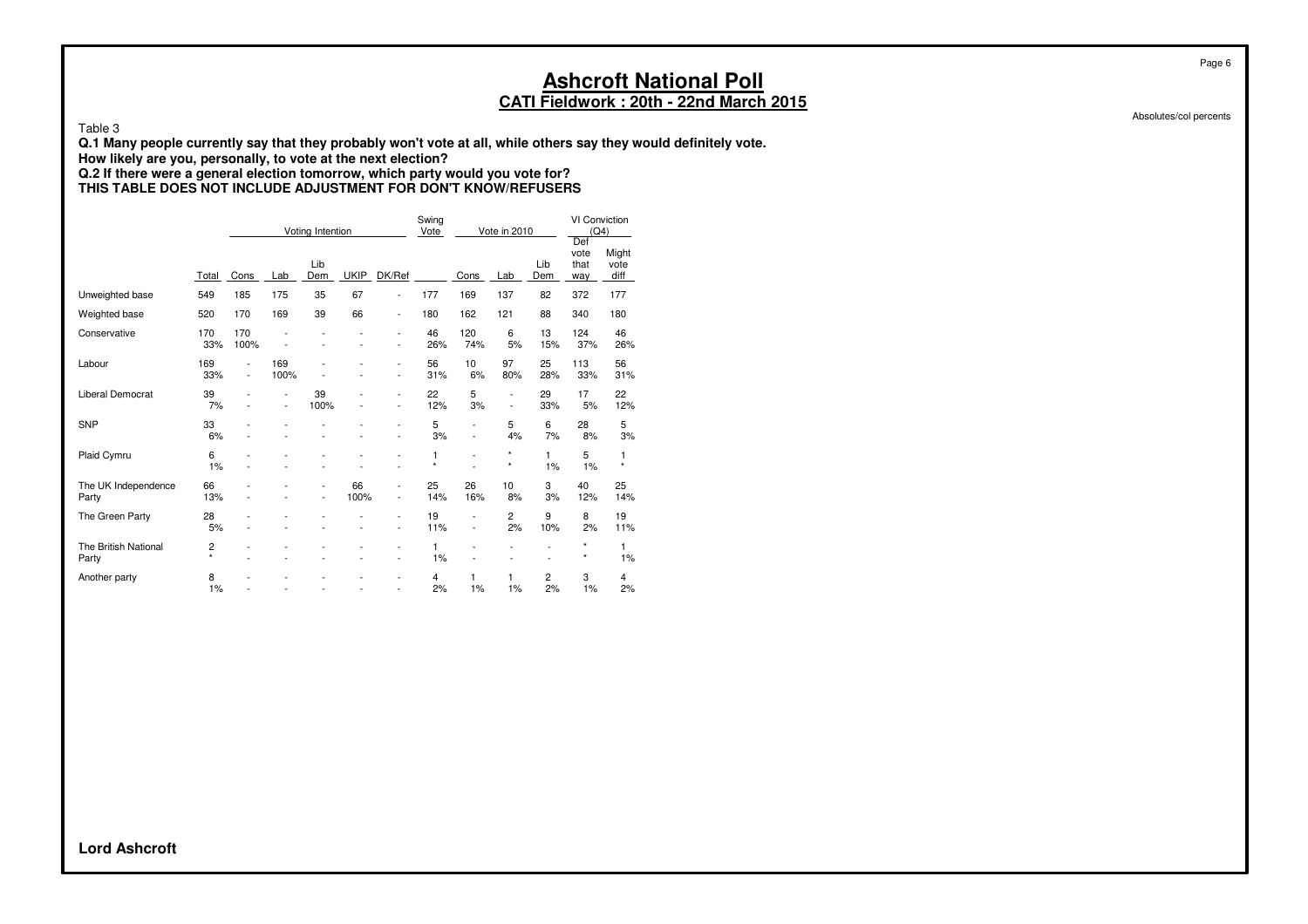# Ashcroft National Poll

## CATI Fieldwork : 20th - 22nd March 2015

Absolutes/col percents

Table 3

**Q.1 Many people currently say that they probably won't vote at all, while others say they would definitely vote.**
**How likely are you, personally, to vote at the next election?**
**Q.2 If there were a general election tomorrow, which party would you vote for?**
**THIS TABLE DOES NOT INCLUDE ADJUSTMENT FOR DON'T KNOW/REFUSERS**

| | | Voting Intention | | | | | Swing Vote | Vote in 2010 | | | VI Conviction (Q4) | |
|---|---|---|---|---|---|---|---|---|---|---|---|---|
| | Total | Cons | Lab | Lib Dem | UKIP | DK/Ref | | Cons | Lab | Lib Dem | Def vote that way | Might vote diff |
| Unweighted base | 549 | 185 | 175 | 35 | 67 | - | 177 | 169 | 137 | 82 | 372 | 177 |
| Weighted base | 520 | 170 | 169 | 39 | 66 | - | 180 | 162 | 121 | 88 | 340 | 180 |
| Conservative | 170 | 170 | - | - | - | - | 46 | 120 | 6 | 13 | 124 | 46 |
| | 33% | 100% | - | - | - | - | 26% | 74% | 5% | 15% | 37% | 26% |
| Labour | 169 | - | 169 | - | - | - | 56 | 10 | 97 | 25 | 113 | 56 |
| | 33% | - | 100% | - | - | - | 31% | 6% | 80% | 28% | 33% | 31% |
| Liberal Democrat | 39 | - | - | 39 | - | - | 22 | 5 | - | 29 | 17 | 22 |
| | 7% | - | - | 100% | - | - | 12% | 3% | - | 33% | 5% | 12% |
| SNP | 33 | - | - | - | - | - | 5 | - | 5 | 6 | 28 | 5 |
| | 6% | - | - | - | - | - | 3% | - | 4% | 7% | 8% | 3% |
| Plaid Cymru | 6 | - | - | - | - | - | 1 | - | * | 1 | 5 | 1 |
| | 1% | - | - | - | - | - | * | - | * | 1% | 1% | * |
| The UK Independence Party | 66 | - | - | - | 66 | - | 25 | 26 | 10 | 3 | 40 | 25 |
| | 13% | - | - | - | 100% | - | 14% | 16% | 8% | 3% | 12% | 14% |
| The Green Party | 28 | - | - | - | - | - | 19 | - | 2 | 9 | 8 | 19 |
| | 5% | - | - | - | - | - | 11% | - | 2% | 10% | 2% | 11% |
| The British National Party | 2 | - | - | - | - | - | 1 | - | - | - | * | 1 |
| | * | - | - | - | - | - | 1% | - | - | - | * | 1% |
| Another party | 8 | - | - | - | - | - | 4 | 1 | 1 | 2 | 3 | 4 |
| | 1% | - | - | - | - | - | 2% | 1% | 1% | 2% | 1% | 2% |

**Lord Ashcroft**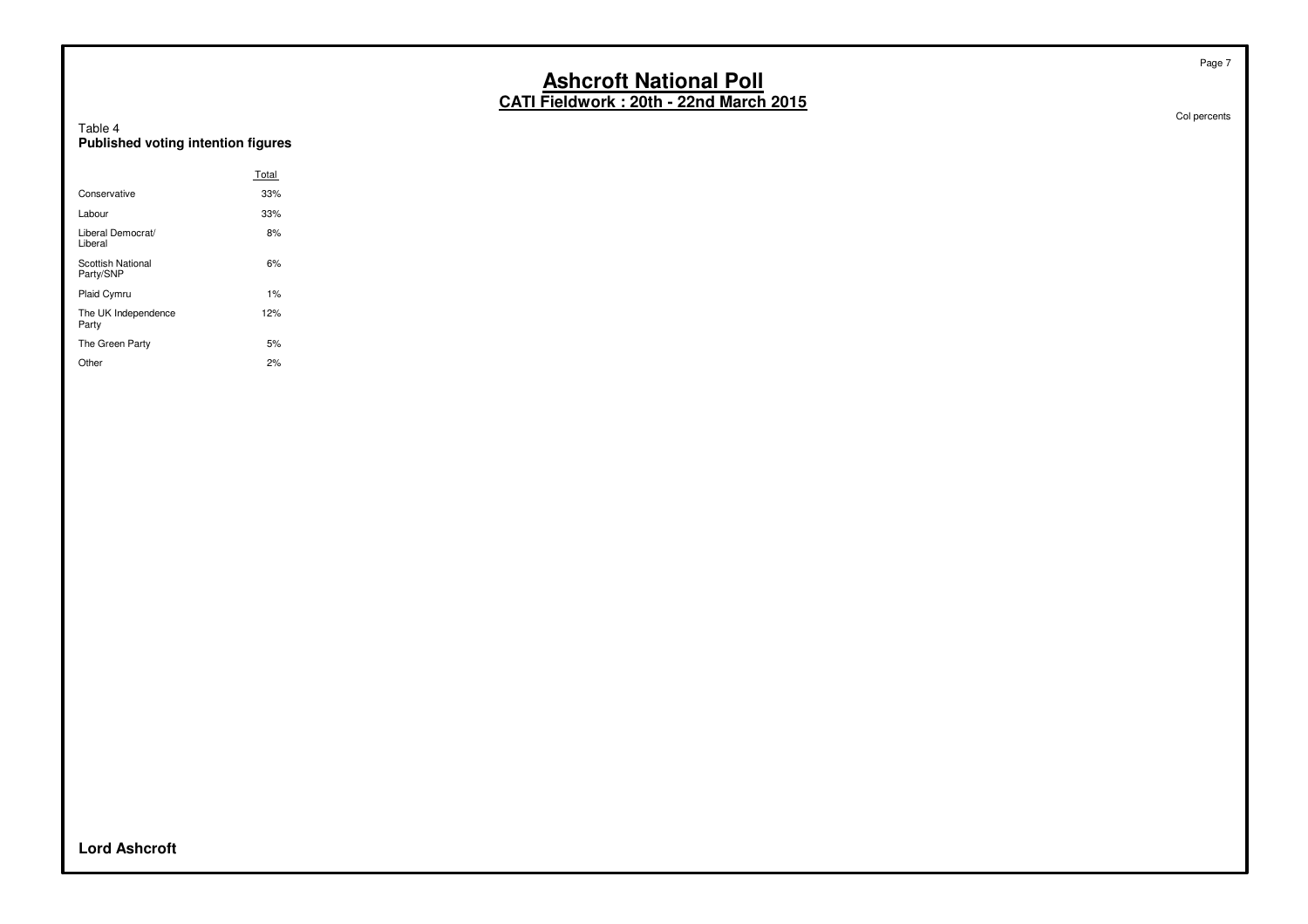# Ashcroft National Poll

## CATI Fieldwork : 20th - 22nd March 2015

Col percents

Table 4
**Published voting intention figures**

| | Total |
|---|---|
| Conservative | 33% |
| Labour | 33% |
| Liberal Democrat/ Liberal | 8% |
| Scottish National Party/SNP | 6% |
| Plaid Cymru | 1% |
| The UK Independence Party | 12% |
| The Green Party | 5% |
| Other | 2% |

**Lord Ashcroft**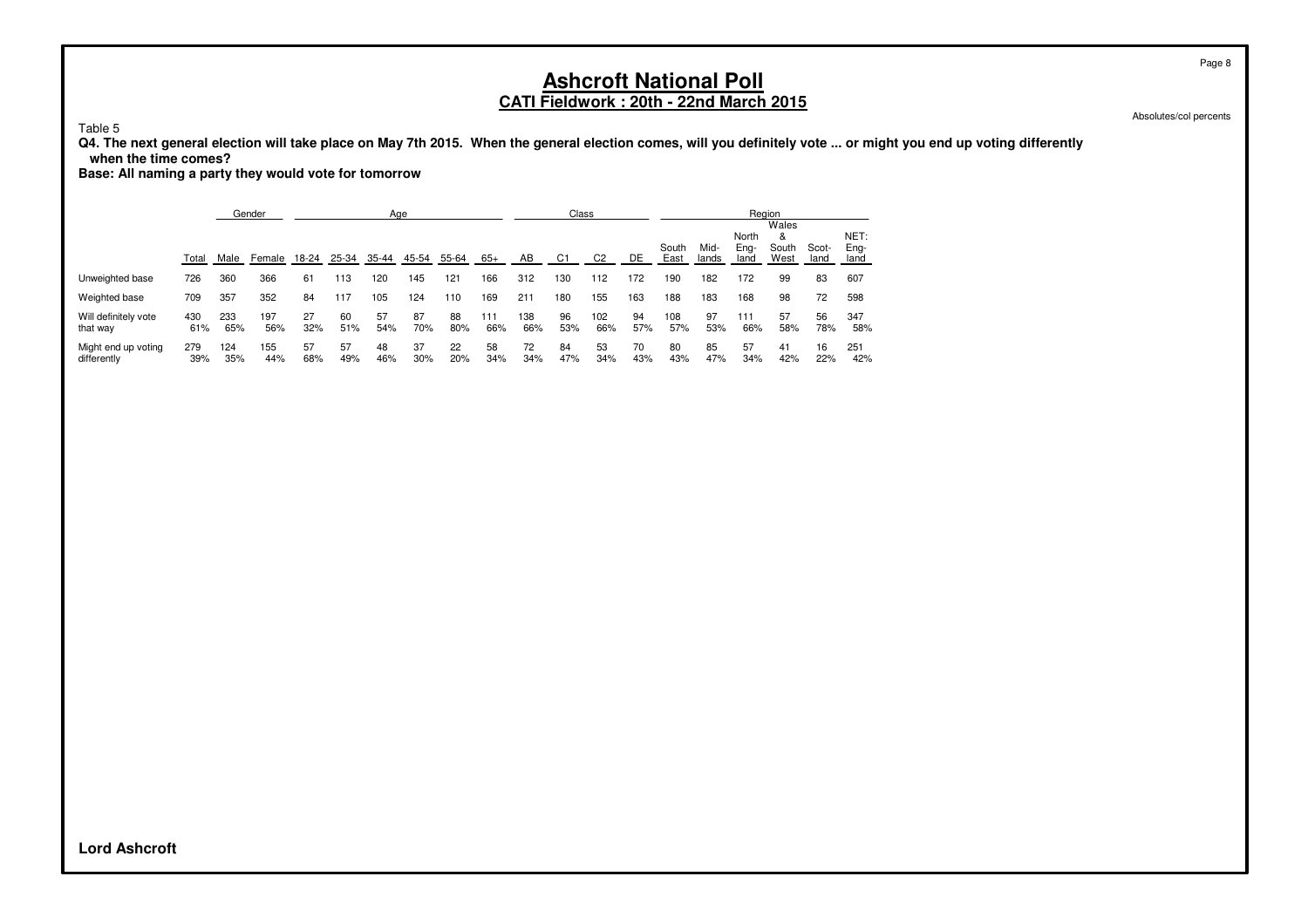# Ashcroft National Poll

## CATI Fieldwork : 20th - 22nd March 2015

Absolutes/col percents

Table 5

**Q4. The next general election will take place on May 7th 2015. When the general election comes, will you definitely vote ... or might you end up voting differently when the time comes?**

**Base: All naming a party they would vote for tomorrow**

| | | Gender | | Age | | | | | | Class | | | | Region | | | | | |
|---|---|---|---|---|---|---|---|---|---|---|---|---|---|---|---|---|---|---|---|
| | Total | Male | Female | 18-24 | 25-34 | 35-44 | 45-54 | 55-64 | 65+ | AB | C1 | C2 | DE | South East | Mid-lands | North Eng-land | Wales & South West | Scot-land | NET: Eng-land |
| Unweighted base | 726 | 360 | 366 | 61 | 113 | 120 | 145 | 121 | 166 | 312 | 130 | 112 | 172 | 190 | 182 | 172 | 99 | 83 | 607 |
| Weighted base | 709 | 357 | 352 | 84 | 117 | 105 | 124 | 110 | 169 | 211 | 180 | 155 | 163 | 188 | 183 | 168 | 98 | 72 | 598 |
| Will definitely vote that way | 430 | 233 | 197 | 27 | 60 | 57 | 87 | 88 | 111 | 138 | 96 | 102 | 94 | 108 | 97 | 111 | 57 | 56 | 347 |
| | 61% | 65% | 56% | 32% | 51% | 54% | 70% | 80% | 66% | 66% | 53% | 66% | 57% | 57% | 53% | 66% | 58% | 78% | 58% |
| Might end up voting differently | 279 | 124 | 155 | 57 | 57 | 48 | 37 | 22 | 58 | 72 | 84 | 53 | 70 | 80 | 85 | 57 | 41 | 16 | 251 |
| | 39% | 35% | 44% | 68% | 49% | 46% | 30% | 20% | 34% | 34% | 47% | 34% | 43% | 43% | 47% | 34% | 42% | 22% | 42% |

**Lord Ashcroft**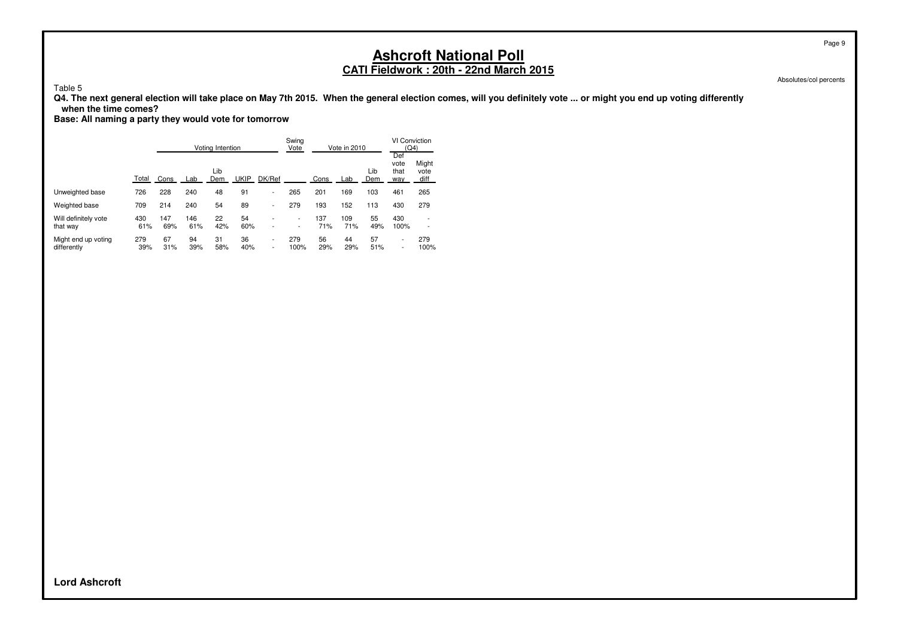# Ashcroft National Poll

## CATI Fieldwork : 20th - 22nd March 2015

Absolutes/col percents

Table 5

**Q4. The next general election will take place on May 7th 2015. When the general election comes, will you definitely vote ... or might you end up voting differently when the time comes?**

**Base: All naming a party they would vote for tomorrow**

| | | Voting Intention | | | | | Swing Vote | Vote in 2010 | | | VI Conviction (Q4) | |
|---|---|---|---|---|---|---|---|---|---|---|---|---|
| | Total | Cons | Lab | Lib Dem | UKIP | DK/Ref | | Cons | Lab | Lib Dem | Def vote that way | Might vote diff |
| Unweighted base | 726 | 228 | 240 | 48 | 91 | - | 265 | 201 | 169 | 103 | 461 | 265 |
| Weighted base | 709 | 214 | 240 | 54 | 89 | - | 279 | 193 | 152 | 113 | 430 | 279 |
| Will definitely vote that way | 430 | 147 | 146 | 22 | 54 | - | - | 137 | 109 | 55 | 430 | - |
| | 61% | 69% | 61% | 42% | 60% | - | - | 71% | 71% | 49% | 100% | - |
| Might end up voting differently | 279 | 67 | 94 | 31 | 36 | - | 279 | 56 | 44 | 57 | - | 279 |
| | 39% | 31% | 39% | 58% | 40% | - | 100% | 29% | 29% | 51% | - | 100% |

**Lord Ashcroft**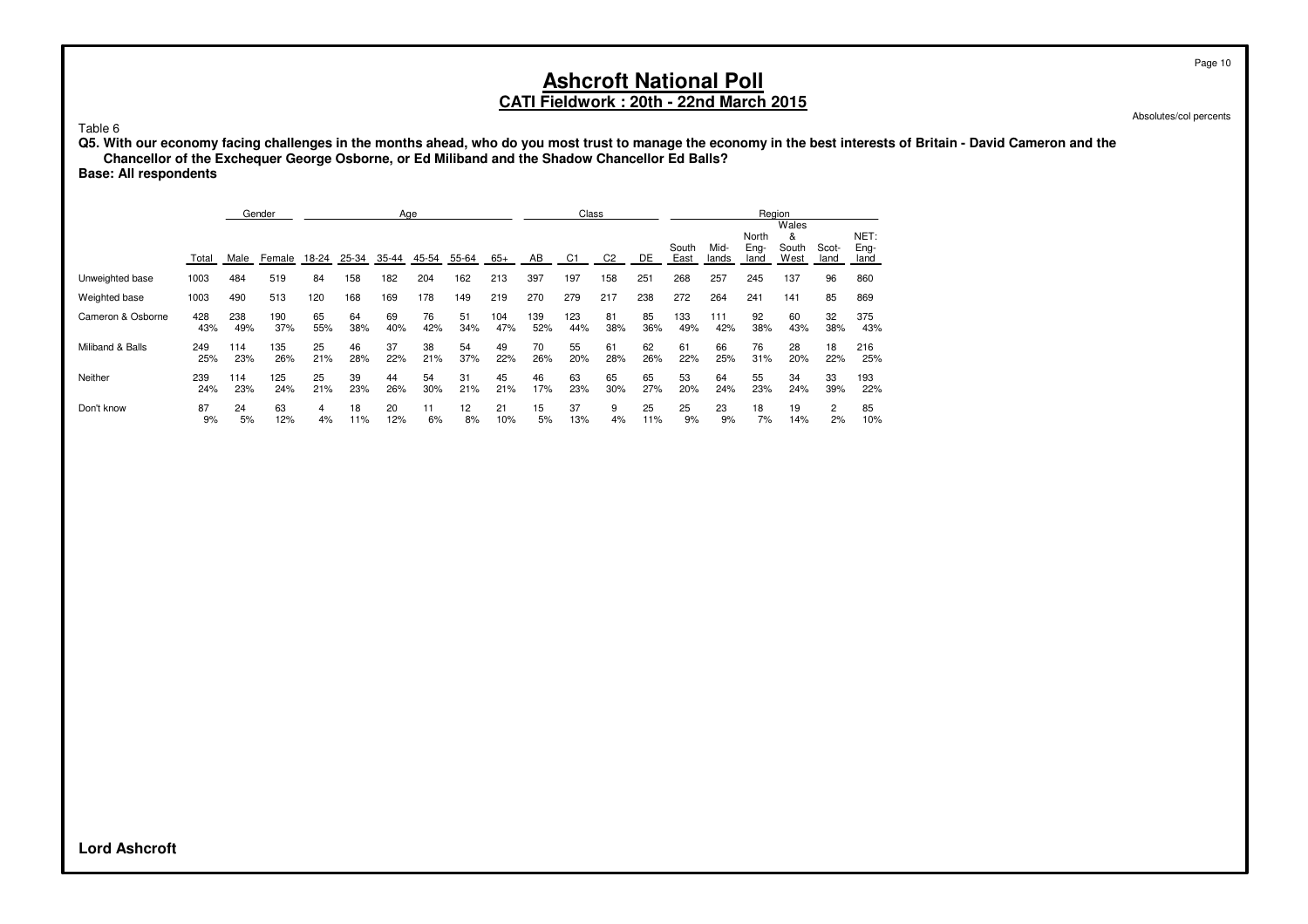# Ashcroft National Poll
## CATI Fieldwork : 20th - 22nd March 2015

Absolutes/col percents

Table 6

**Q5. With our economy facing challenges in the months ahead, who do you most trust to manage the economy in the best interests of Britain - David Cameron and the Chancellor of the Exchequer George Osborne, or Ed Miliband and the Shadow Chancellor Ed Balls?**
**Base: All respondents**

| | | Gender | | Age | | | | | | Class | | | | Region | | | | | |
|---|---|---|---|---|---|---|---|---|---|---|---|---|---|---|---|---|---|---|---|
| | Total | Male | Female | 18-24 | 25-34 | 35-44 | 45-54 | 55-64 | 65+ | AB | C1 | C2 | DE | South East | Mid-lands | North Eng-land | Wales & South West | Scot-land | NET: Eng-land |
| Unweighted base | 1003 | 484 | 519 | 84 | 158 | 182 | 204 | 162 | 213 | 397 | 197 | 158 | 251 | 268 | 257 | 245 | 137 | 96 | 860 |
| Weighted base | 1003 | 490 | 513 | 120 | 168 | 169 | 178 | 149 | 219 | 270 | 279 | 217 | 238 | 272 | 264 | 241 | 141 | 85 | 869 |
| Cameron & Osborne | 428 | 238 | 190 | 65 | 64 | 69 | 76 | 51 | 104 | 139 | 123 | 81 | 85 | 133 | 111 | 92 | 60 | 32 | 375 |
| | 43% | 49% | 37% | 55% | 38% | 40% | 42% | 34% | 47% | 52% | 44% | 38% | 36% | 49% | 42% | 38% | 43% | 38% | 43% |
| Miliband & Balls | 249 | 114 | 135 | 25 | 46 | 37 | 38 | 54 | 49 | 70 | 55 | 61 | 62 | 61 | 66 | 76 | 28 | 18 | 216 |
| | 25% | 23% | 26% | 21% | 28% | 22% | 21% | 37% | 22% | 26% | 20% | 28% | 26% | 22% | 25% | 31% | 20% | 22% | 25% |
| Neither | 239 | 114 | 125 | 25 | 39 | 44 | 54 | 31 | 45 | 46 | 63 | 65 | 65 | 53 | 64 | 55 | 34 | 33 | 193 |
| | 24% | 23% | 24% | 21% | 23% | 26% | 30% | 21% | 21% | 17% | 23% | 30% | 27% | 20% | 24% | 23% | 24% | 39% | 22% |
| Don't know | 87 | 24 | 63 | 4 | 18 | 20 | 11 | 12 | 21 | 15 | 37 | 9 | 25 | 25 | 23 | 18 | 19 | 2 | 85 |
| | 9% | 5% | 12% | 4% | 11% | 12% | 6% | 8% | 10% | 5% | 13% | 4% | 11% | 9% | 9% | 7% | 14% | 2% | 10% |

**Lord Ashcroft**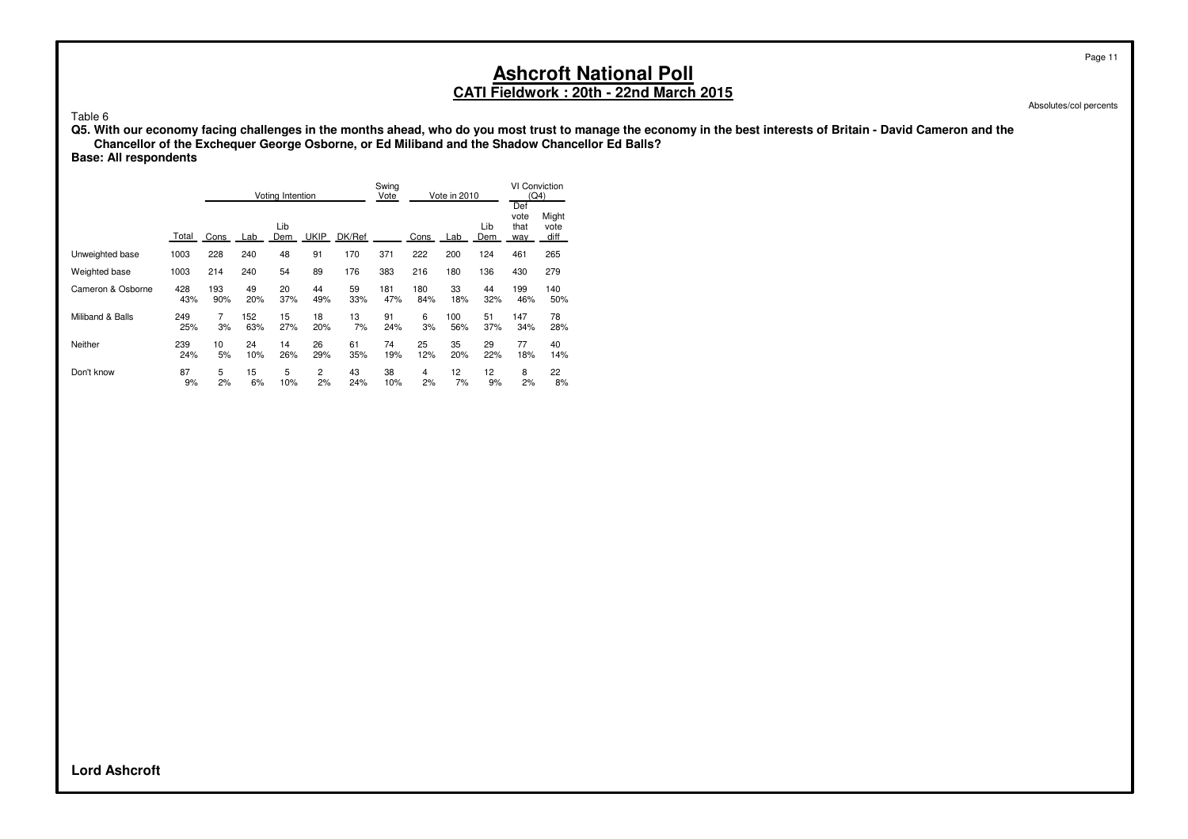# Ashcroft National Poll

## CATI Fieldwork : 20th - 22nd March 2015

Absolutes/col percents

Table 6

**Q5. With our economy facing challenges in the months ahead, who do you most trust to manage the economy in the best interests of Britain - David Cameron and the Chancellor of the Exchequer George Osborne, or Ed Miliband and the Shadow Chancellor Ed Balls?**

**Base: All respondents**

| | | Voting Intention | | | | | Swing Vote | Vote in 2010 | | | VI Conviction (Q4) | |
|---|---|---|---|---|---|---|---|---|---|---|---|---|
| | Total | Cons | Lab | Lib Dem | UKIP | DK/Ref | | Cons | Lab | Lib Dem | Def vote that way | Might vote diff |
| Unweighted base | 1003 | 228 | 240 | 48 | 91 | 170 | 371 | 222 | 200 | 124 | 461 | 265 |
| Weighted base | 1003 | 214 | 240 | 54 | 89 | 176 | 383 | 216 | 180 | 136 | 430 | 279 |
| Cameron & Osborne | 428 | 193 | 49 | 20 | 44 | 59 | 181 | 180 | 33 | 44 | 199 | 140 |
| | 43% | 90% | 20% | 37% | 49% | 33% | 47% | 84% | 18% | 32% | 46% | 50% |
| Miliband & Balls | 249 | 7 | 152 | 15 | 18 | 13 | 91 | 6 | 100 | 51 | 147 | 78 |
| | 25% | 3% | 63% | 27% | 20% | 7% | 24% | 3% | 56% | 37% | 34% | 28% |
| Neither | 239 | 10 | 24 | 14 | 26 | 61 | 74 | 25 | 35 | 29 | 77 | 40 |
| | 24% | 5% | 10% | 26% | 29% | 35% | 19% | 12% | 20% | 22% | 18% | 14% |
| Don't know | 87 | 5 | 15 | 5 | 2 | 43 | 38 | 4 | 12 | 12 | 8 | 22 |
| | 9% | 2% | 6% | 10% | 2% | 24% | 10% | 2% | 7% | 9% | 2% | 8% |

**Lord Ashcroft**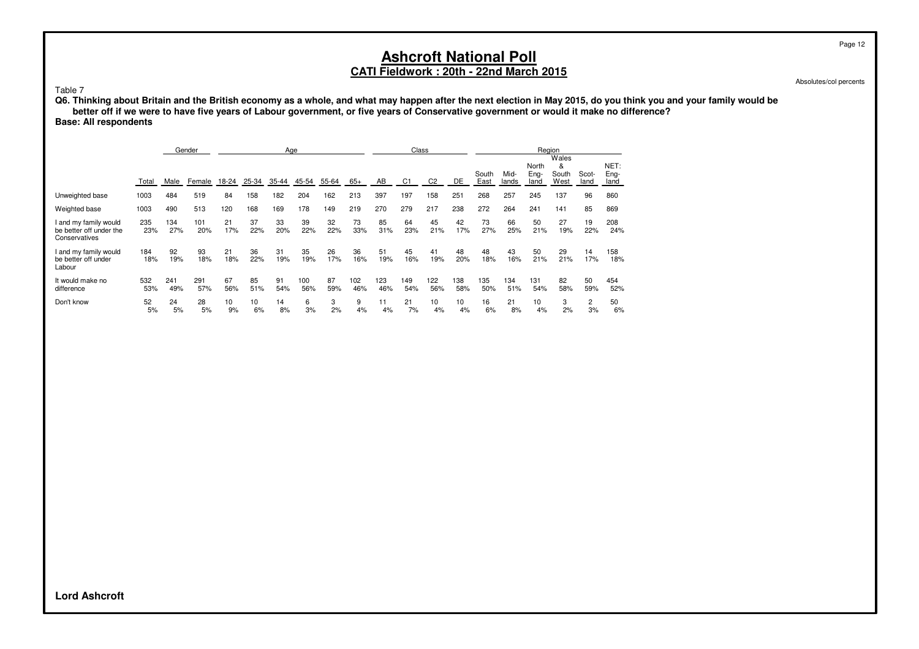# Ashcroft National Poll

## CATI Fieldwork : 20th - 22nd March 2015

Absolutes/col percents

Table 7

**Q6. Thinking about Britain and the British economy as a whole, and what may happen after the next election in May 2015, do you think you and your family would be better off if we were to have five years of Labour government, or five years of Conservative government or would it make no difference?**

**Base: All respondents**

| | | Gender | | Age | | | | | | Class | | | | Region | | | | | |
|---|---|---|---|---|---|---|---|---|---|---|---|---|---|---|---|---|---|---|---|
| | Total | Male | Female | 18-24 | 25-34 | 35-44 | 45-54 | 55-64 | 65+ | AB | C1 | C2 | DE | South East | Mid-lands | North Eng-land | Wales & South West | Scot-land | NET: Eng-land |
| Unweighted base | 1003 | 484 | 519 | 84 | 158 | 182 | 204 | 162 | 213 | 397 | 197 | 158 | 251 | 268 | 257 | 245 | 137 | 96 | 860 |
| Weighted base | 1003 | 490 | 513 | 120 | 168 | 169 | 178 | 149 | 219 | 270 | 279 | 217 | 238 | 272 | 264 | 241 | 141 | 85 | 869 |
| I and my family would be better off under the Conservatives | 235<br>23% | 134<br>27% | 101<br>20% | 21<br>17% | 37<br>22% | 33<br>20% | 39<br>22% | 32<br>22% | 73<br>33% | 85<br>31% | 64<br>23% | 45<br>21% | 42<br>17% | 73<br>27% | 66<br>25% | 50<br>21% | 27<br>19% | 19<br>22% | 208<br>24% |
| I and my family would be better off under Labour | 184<br>18% | 92<br>19% | 93<br>18% | 21<br>18% | 36<br>22% | 31<br>19% | 35<br>19% | 26<br>17% | 36<br>16% | 51<br>19% | 45<br>16% | 41<br>19% | 48<br>20% | 48<br>18% | 43<br>16% | 50<br>21% | 29<br>21% | 14<br>17% | 158<br>18% |
| It would make no difference | 532<br>53% | 241<br>49% | 291<br>57% | 67<br>56% | 85<br>51% | 91<br>54% | 100<br>56% | 87<br>59% | 102<br>46% | 123<br>46% | 149<br>54% | 122<br>56% | 138<br>58% | 135<br>50% | 134<br>51% | 131<br>54% | 82<br>58% | 50<br>59% | 454<br>52% |
| Don't know | 52<br>5% | 24<br>5% | 28<br>5% | 10<br>9% | 10<br>6% | 14<br>8% | 6<br>3% | 3<br>2% | 9<br>4% | 11<br>4% | 21<br>7% | 10<br>4% | 10<br>4% | 16<br>6% | 21<br>8% | 10<br>4% | 3<br>2% | 2<br>3% | 50<br>6% |

**Lord Ashcroft**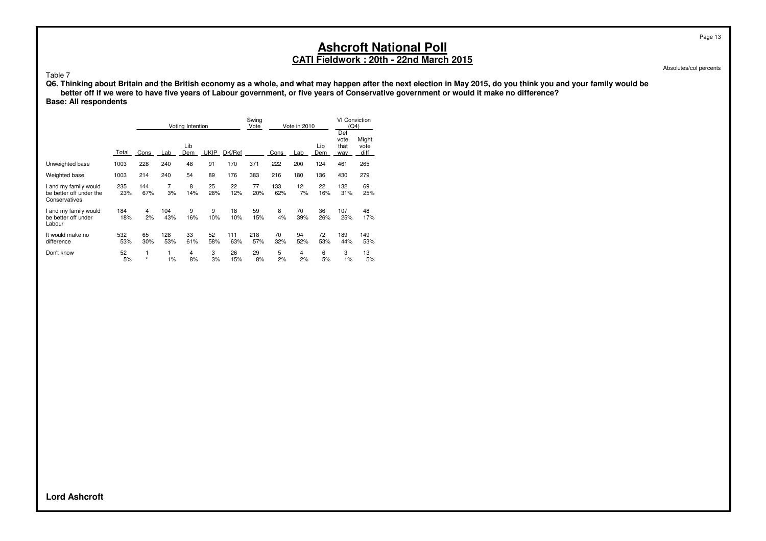# Ashcroft National Poll

## CATI Fieldwork : 20th - 22nd March 2015

Absolutes/col percents

Table 7

**Q6. Thinking about Britain and the British economy as a whole, and what may happen after the next election in May 2015, do you think you and your family would be better off if we were to have five years of Labour government, or five years of Conservative government or would it make no difference?**

**Base: All respondents**

| | | Voting Intention | | | | | Swing Vote | Vote in 2010 | | | VI Conviction (Q4) | |
|---|---|---|---|---|---|---|---|---|---|---|---|---|
| | Total | Cons | Lab | Lib Dem | UKIP | DK/Ref | | Cons | Lab | Lib Dem | Def vote that way | Might vote diff |
| Unweighted base | 1003 | 228 | 240 | 48 | 91 | 170 | 371 | 222 | 200 | 124 | 461 | 265 |
| Weighted base | 1003 | 214 | 240 | 54 | 89 | 176 | 383 | 216 | 180 | 136 | 430 | 279 |
| I and my family would be better off under the Conservatives | 235 | 144 | 7 | 8 | 25 | 22 | 77 | 133 | 12 | 22 | 132 | 69 |
| | 23% | 67% | 3% | 14% | 28% | 12% | 20% | 62% | 7% | 16% | 31% | 25% |
| I and my family would be better off under Labour | 184 | 4 | 104 | 9 | 9 | 18 | 59 | 8 | 70 | 36 | 107 | 48 |
| | 18% | 2% | 43% | 16% | 10% | 10% | 15% | 4% | 39% | 26% | 25% | 17% |
| It would make no difference | 532 | 65 | 128 | 33 | 52 | 111 | 218 | 70 | 94 | 72 | 189 | 149 |
| | 53% | 30% | 53% | 61% | 58% | 63% | 57% | 32% | 52% | 53% | 44% | 53% |
| Don't know | 52 | 1 | 1 | 4 | 3 | 26 | 29 | 5 | 4 | 6 | 3 | 13 |
| | 5% | * | 1% | 8% | 3% | 15% | 8% | 2% | 2% | 5% | 1% | 5% |

**Lord Ashcroft**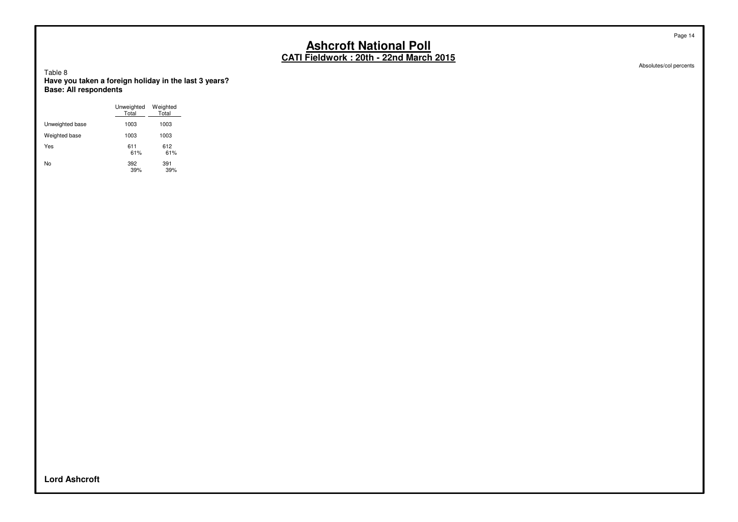# Ashcroft National Poll

## CATI Fieldwork : 20th - 22nd March 2015

Absolutes/col percents

Table 8

**Have you taken a foreign holiday in the last 3 years?**
**Base: All respondents**

| | Unweighted Total | Weighted Total |
|---|---|---|
| Unweighted base | 1003 | 1003 |
| Weighted base | 1003 | 1003 |
| Yes | 611<br>61% | 612<br>61% |
| No | 392<br>39% | 391<br>39% |

**Lord Ashcroft**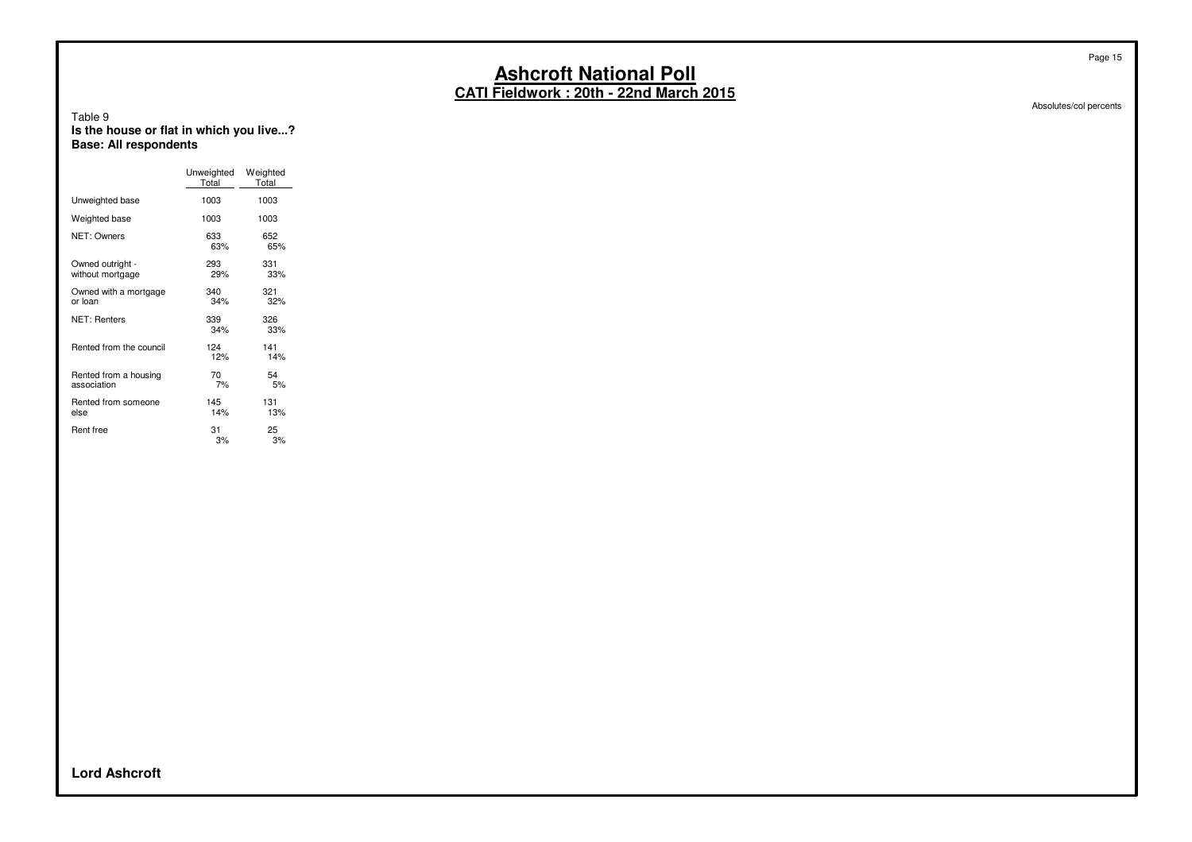# Ashcroft National Poll

## CATI Fieldwork : 20th - 22nd March 2015

Absolutes/col percents

Table 9
**Is the house or flat in which you live...?**
**Base: All respondents**

| | Unweighted Total | Weighted Total |
|---|---|---|
| Unweighted base | 1003 | 1003 |
| Weighted base | 1003 | 1003 |
| NET: Owners | 633<br>63% | 652<br>65% |
| Owned outright - without mortgage | 293<br>29% | 331<br>33% |
| Owned with a mortgage or loan | 340<br>34% | 321<br>32% |
| NET: Renters | 339<br>34% | 326<br>33% |
| Rented from the council | 124<br>12% | 141<br>14% |
| Rented from a housing association | 70<br>7% | 54<br>5% |
| Rented from someone else | 145<br>14% | 131<br>13% |
| Rent free | 31<br>3% | 25<br>3% |

**Lord Ashcroft**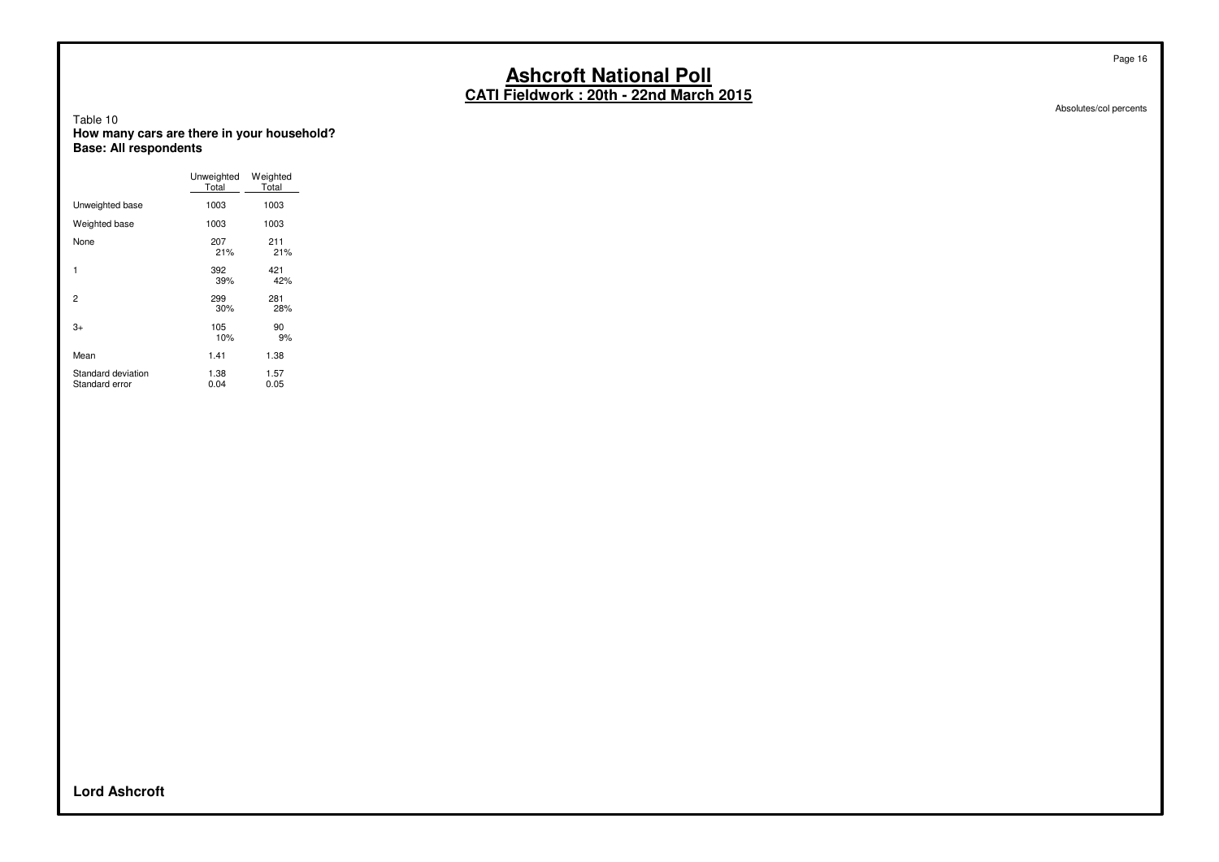# Ashcroft National Poll

## CATI Fieldwork : 20th - 22nd March 2015

Absolutes/col percents

Table 10
**How many cars are there in your household?**
**Base: All respondents**

| | Unweighted Total | Weighted Total |
|---|---|---|
| Unweighted base | 1003 | 1003 |
| Weighted base | 1003 | 1003 |
| None | 207<br>21% | 211<br>21% |
| 1 | 392<br>39% | 421<br>42% |
| 2 | 299<br>30% | 281<br>28% |
| 3+ | 105<br>10% | 90<br>9% |
| Mean | 1.41 | 1.38 |
| Standard deviation | 1.38 | 1.57 |
| Standard error | 0.04 | 0.05 |

**Lord Ashcroft**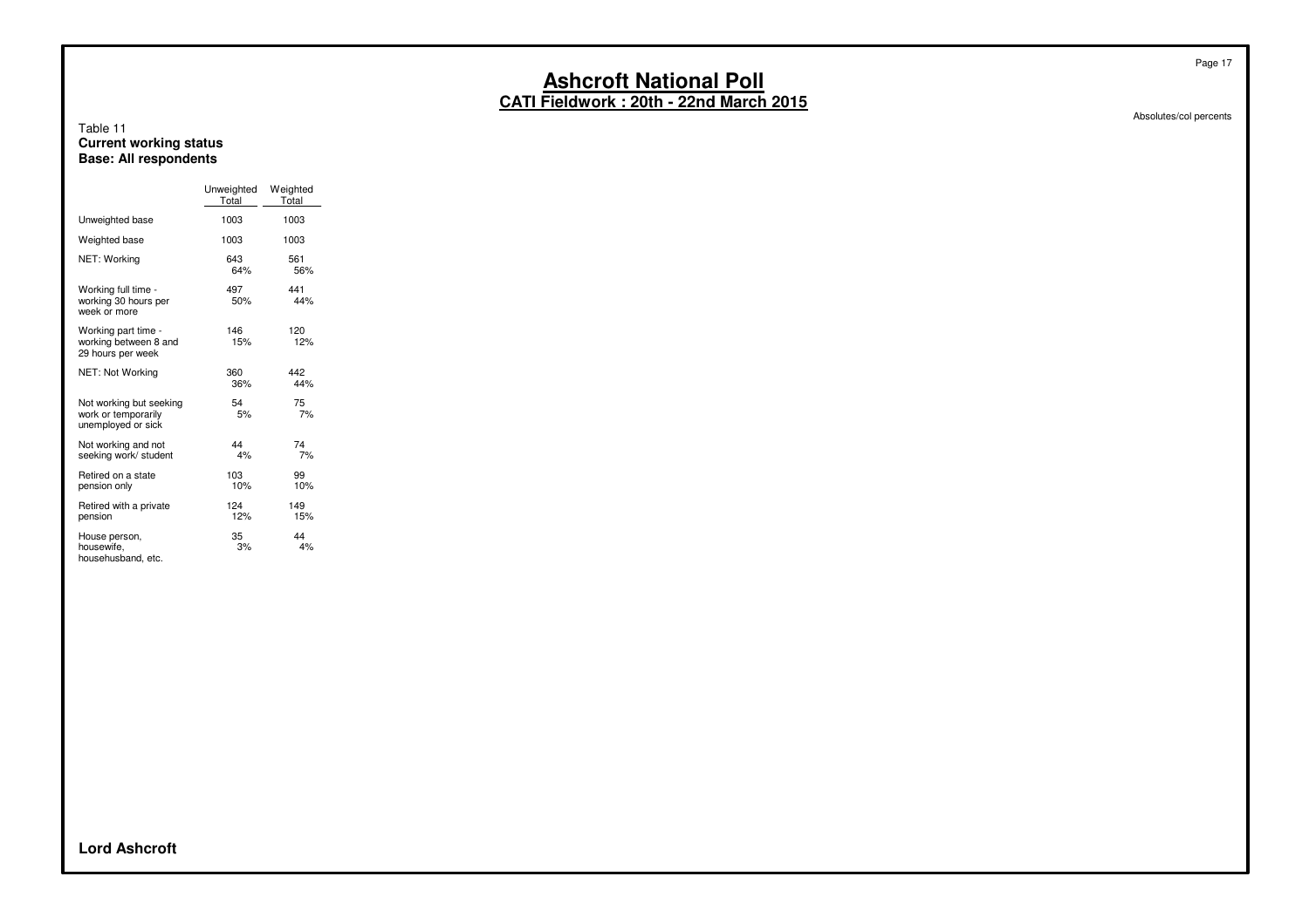# Ashcroft National Poll

## CATI Fieldwork : 20th - 22nd March 2015

Absolutes/col percents

Table 11
**Current working status**
**Base: All respondents**

| | Unweighted Total | Weighted Total |
|---|---|---|
| Unweighted base | 1003 | 1003 |
| Weighted base | 1003 | 1003 |
| NET: Working | 643<br>64% | 561<br>56% |
| Working full time - working 30 hours per week or more | 497<br>50% | 441<br>44% |
| Working part time - working between 8 and 29 hours per week | 146<br>15% | 120<br>12% |
| NET: Not Working | 360<br>36% | 442<br>44% |
| Not working but seeking work or temporarily unemployed or sick | 54<br>5% | 75<br>7% |
| Not working and not seeking work/ student | 44<br>4% | 74<br>7% |
| Retired on a state pension only | 103<br>10% | 99<br>10% |
| Retired with a private pension | 124<br>12% | 149<br>15% |
| House person, housewife, househusband, etc. | 35<br>3% | 44<br>4% |

**Lord Ashcroft**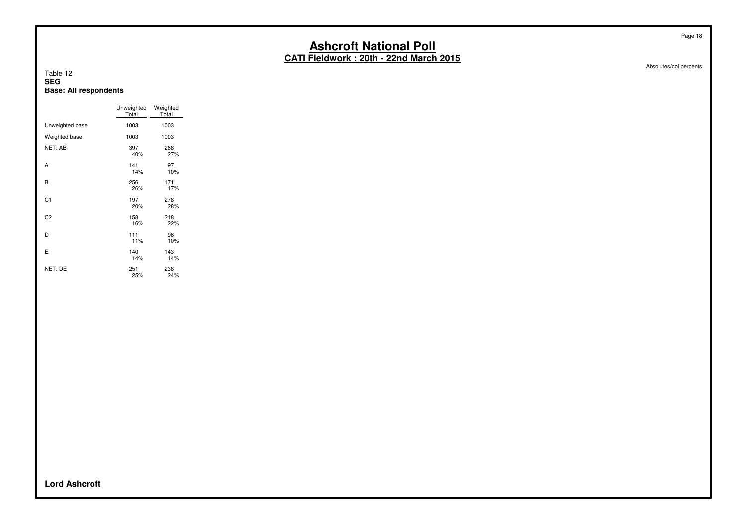# Ashcroft National Poll

## CATI Fieldwork : 20th - 22nd March 2015

Absolutes/col percents

Table 12
**SEG**
**Base: All respondents**

| | Unweighted Total | Weighted Total |
|---|---|---|
| Unweighted base | 1003 | 1003 |
| Weighted base | 1003 | 1003 |
| NET: AB | 397<br>40% | 268<br>27% |
| A | 141<br>14% | 97<br>10% |
| B | 256<br>26% | 171<br>17% |
| C1 | 197<br>20% | 278<br>28% |
| C2 | 158<br>16% | 218<br>22% |
| D | 111<br>11% | 96<br>10% |
| E | 140<br>14% | 143<br>14% |
| NET: DE | 251<br>25% | 238<br>24% |

**Lord Ashcroft**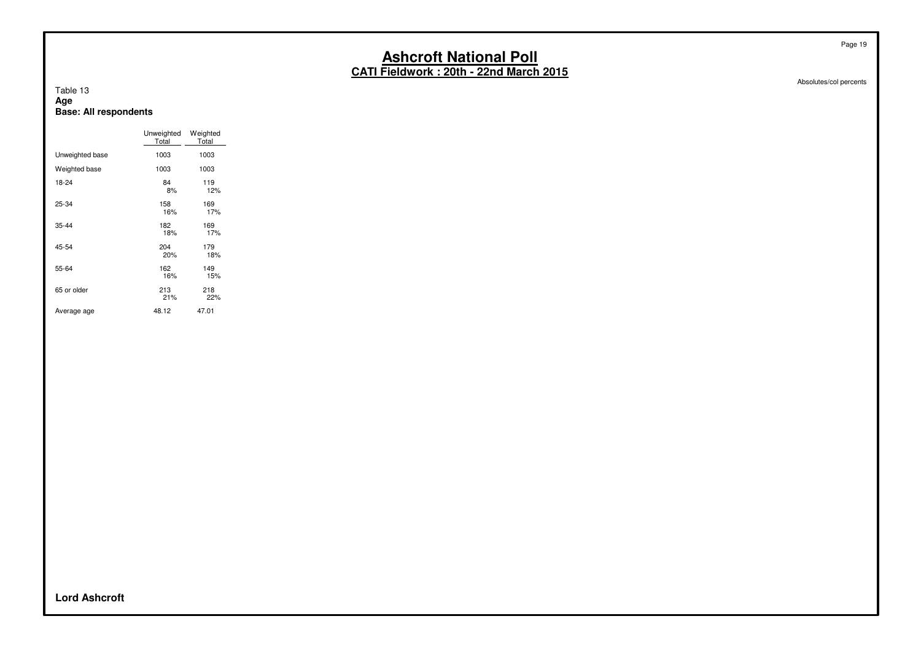# Ashcroft National Poll

## CATI Fieldwork : 20th - 22nd March 2015

Absolutes/col percents

Table 13
**Age**
**Base: All respondents**

| | Unweighted Total | Weighted Total |
|---|---|---|
| Unweighted base | 1003 | 1003 |
| Weighted base | 1003 | 1003 |
| 18-24 | 84<br>8% | 119<br>12% |
| 25-34 | 158<br>16% | 169<br>17% |
| 35-44 | 182<br>18% | 169<br>17% |
| 45-54 | 204<br>20% | 179<br>18% |
| 55-64 | 162<br>16% | 149<br>15% |
| 65 or older | 213<br>21% | 218<br>22% |
| Average age | 48.12 | 47.01 |

**Lord Ashcroft**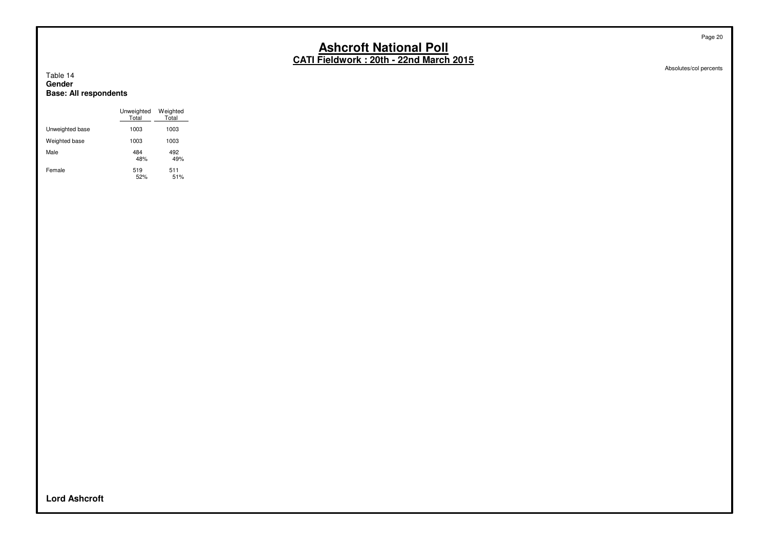# Ashcroft National Poll

## CATI Fieldwork : 20th - 22nd March 2015

Absolutes/col percents

Table 14
**Gender**
**Base: All respondents**

| | Unweighted Total | Weighted Total |
|---|---|---|
| Unweighted base | 1003 | 1003 |
| Weighted base | 1003 | 1003 |
| Male | 484<br>48% | 492<br>49% |
| Female | 519<br>52% | 511<br>51% |

**Lord Ashcroft**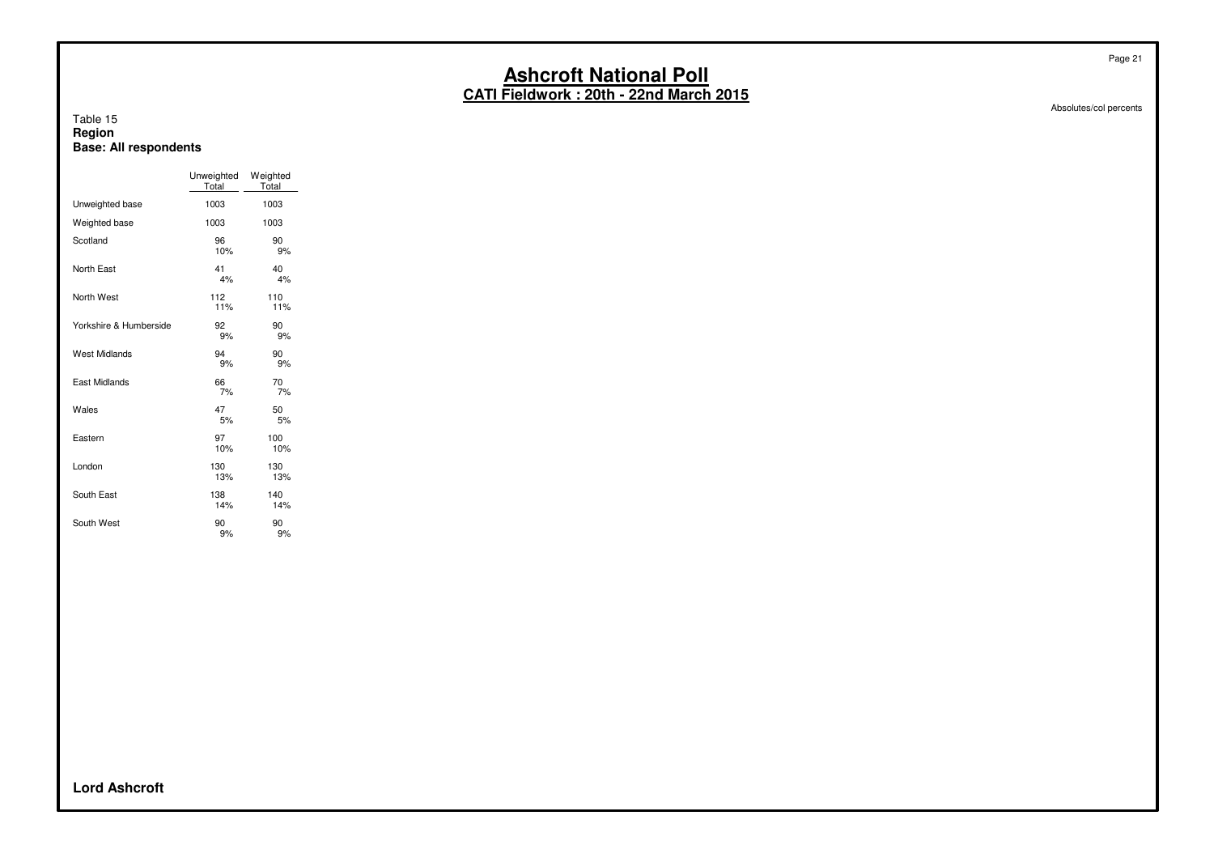# Ashcroft National Poll

## CATI Fieldwork : 20th - 22nd March 2015

Absolutes/col percents

Table 15
**Region**
**Base: All respondents**

| | Unweighted Total | Weighted Total |
|---|---|---|
| Unweighted base | 1003 | 1003 |
| Weighted base | 1003 | 1003 |
| Scotland | 96<br>10% | 90<br>9% |
| North East | 41<br>4% | 40<br>4% |
| North West | 112<br>11% | 110<br>11% |
| Yorkshire & Humberside | 92<br>9% | 90<br>9% |
| West Midlands | 94<br>9% | 90<br>9% |
| East Midlands | 66<br>7% | 70<br>7% |
| Wales | 47<br>5% | 50<br>5% |
| Eastern | 97<br>10% | 100<br>10% |
| London | 130<br>13% | 130<br>13% |
| South East | 138<br>14% | 140<br>14% |
| South West | 90<br>9% | 90<br>9% |

**Lord Ashcroft**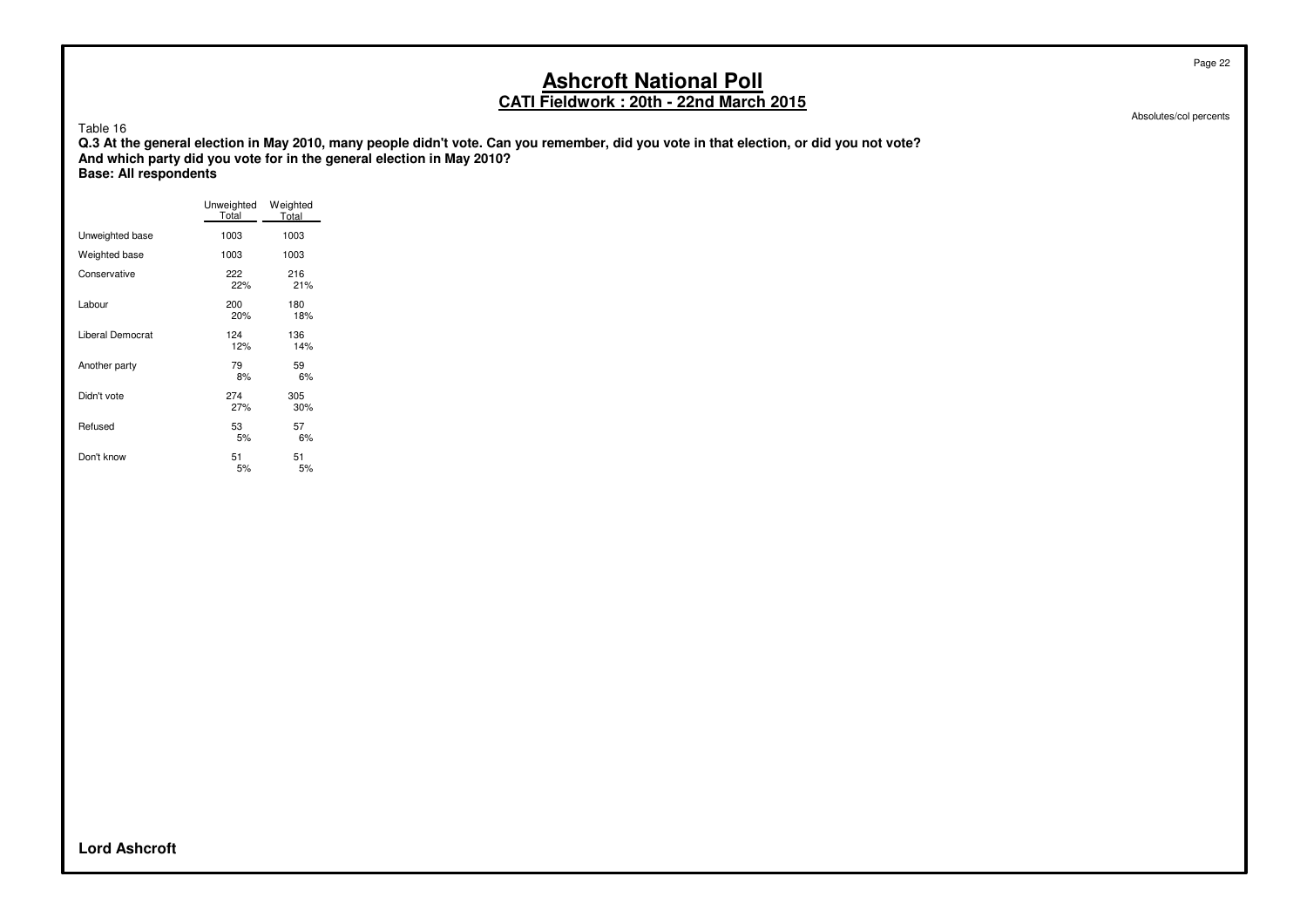# Ashcroft National Poll

## CATI Fieldwork : 20th - 22nd March 2015

Absolutes/col percents

Table 16

**Q.3 At the general election in May 2010, many people didn't vote. Can you remember, did you vote in that election, or did you not vote?**
**And which party did you vote for in the general election in May 2010?**
**Base: All respondents**

| | Unweighted Total | Weighted Total |
|---|---|---|
| Unweighted base | 1003 | 1003 |
| Weighted base | 1003 | 1003 |
| Conservative | 222<br>22% | 216<br>21% |
| Labour | 200<br>20% | 180<br>18% |
| Liberal Democrat | 124<br>12% | 136<br>14% |
| Another party | 79<br>8% | 59<br>6% |
| Didn't vote | 274<br>27% | 305<br>30% |
| Refused | 53<br>5% | 57<br>6% |
| Don't know | 51<br>5% | 51<br>5% |

**Lord Ashcroft**